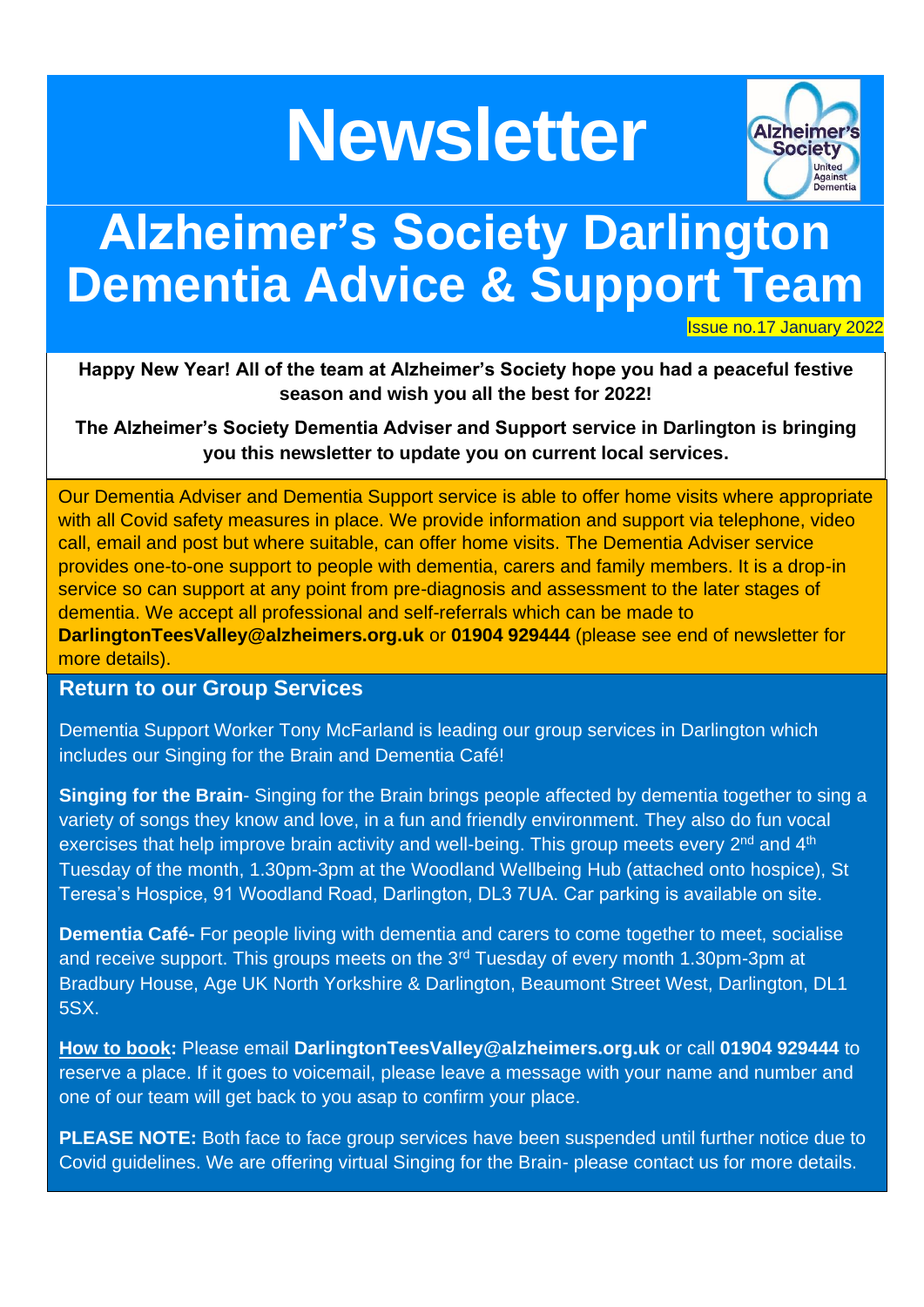# Newsletter

# Alzheimer's Society Darlington Dementia Advice & Support Team

Issue no.17 January 2022

**Happy New Year! All of the team at Alzheimer's Society hope you had a peaceful festive season and wish you all the best for 2022!**

**The Alzheimer's Society Dementia Adviser and Support service in Darlington is bringing you this newsletter to update you on current local services.**

Our Dementia Adviser and Dementia Support service is able to offer home visits where appropriate with all Covid safety measures in place. We provide information and support via telephone, video call, email and post but where suitable, can offer home visits. The Dementia Adviser service provides one-to-one support to people with dementia, carers and family members. It is a drop-in service so can support at any point from pre-diagnosis and assessment to the later stages of dementia. We accept all professional and self-referrals which can be made to **DarlingtonTeesValley@alzheimers.org.uk** or **01904 929444** (please see end of newsletter for more details).

## Return to our Group Services

Dementia Support Worker Tony McFarland is leading our group services in Darlington which includes our Singing for the Brain and Dementia Café!

**Singing for the Brain**- Singing for the Brain brings people affected by dementia together to sing a variety of songs they know and love, in a fun and friendly environment. They also do fun vocal exercises that help improve brain activity and well-being. This group meets every 2nd and 4th Tuesday of the month, 1.30pm-3pm at the Woodland Wellbeing Hub (attached onto hospice), St Teresa's Hospice, 91 Woodland Road, Darlington, DL3 7UA. Car parking is available on site.

**Dementia Café-** For people living with dementia and carers to come together to meet, socialise and receive support. This groups meets on the 3rd Tuesday of every month 1.30pm-3pm at Bradbury House, Age UK North Yorkshire & Darlington, Beaumont Street West, Darlington, DL1 5SX.

**How to book:** Please email **DarlingtonTeesValley@alzheimers.org.uk** or call **01904 929444** to reserve a place. If it goes to voicemail, please leave a message with your name and number and one of our team will get back to you asap to confirm your place.

**PLEASE NOTE:** Both face to face group services have been suspended until further notice due to Covid guidelines. We are offering virtual Singing for the Brain- please contact us for more details.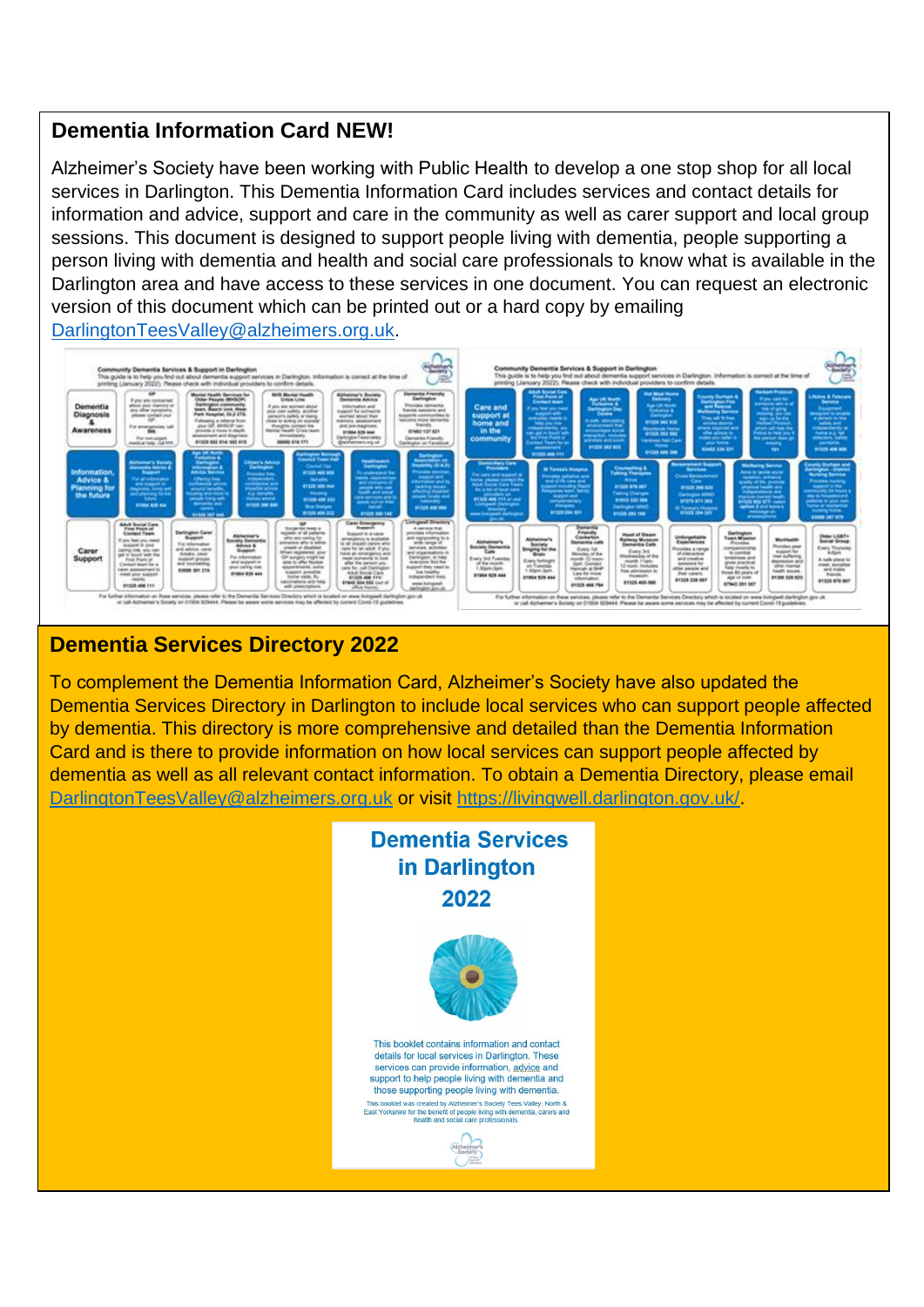## Dementia Information Card NEW!

Alzheimer's Society have been working with Public Health to develop a one stop shop for all local services in Darlington. This Dementia Information Card includes services and contact details for information and advice, support and care in the community as well as carer support and local group sessions. This document is designed to support people living with dementia, people supporting a person living with dementia and health and social care professionals to know what is available in the Darlington area and have access to these services in one document. You can request an electronic version of this document which can be printed out or a hard copy by emailing DarlingtonTeesValley@alzheimers.org.uk.

## Dementia Services Directory 2022

To complement the Dementia Information Card, Alzheimer's Society have also updated the Dementia Services Directory in Darlington to include local services who can support people affected by dementia. This directory is more comprehensive and detailed than the Dementia Information Card and is there to provide information on how local services can support people affected by dementia as well as all relevant contact information. To obtain a Dementia Directory, please email DarlingtonTeesValley@alzheimers.org.uk or visit https://livingwell.darlington.gov.uk/.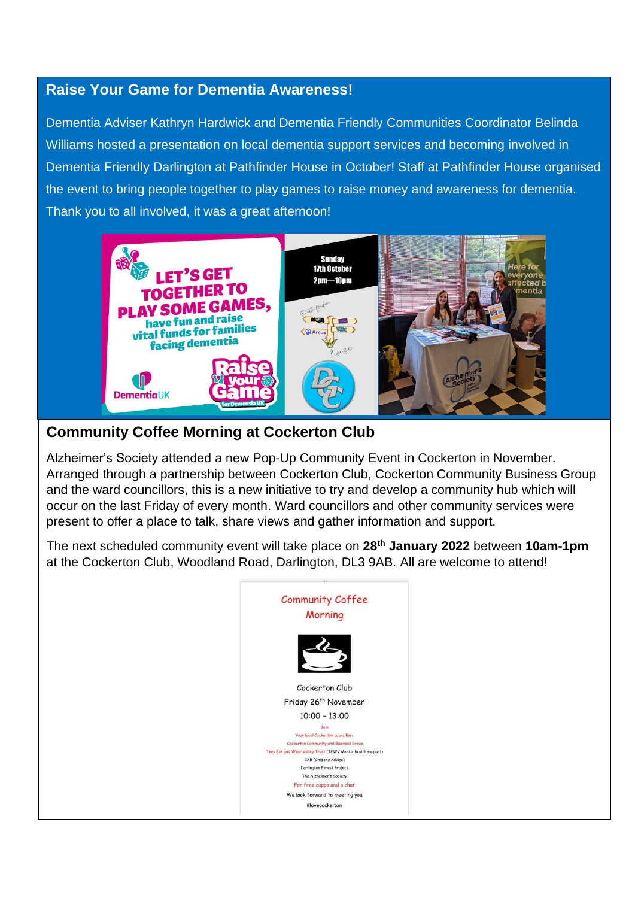## Raise Your Game for Dementia Awareness!

Dementia Adviser Kathryn Hardwick and Dementia Friendly Communities Coordinator Belinda Williams hosted a presentation on local dementia support services and becoming involved in Dementia Friendly Darlington at Pathfinder House in October! Staff at Pathfinder House organised the event to bring people together to play games to raise money and awareness for dementia. Thank you to all involved, it was a great afternoon!

## Community Coffee Morning at Cockerton Club

Alzheimer's Society attended a new Pop-Up Community Event in Cockerton in November. Arranged through a partnership between Cockerton Club, Cockerton Community Business Group and the ward councillors, this is a new initiative to try and develop a community hub which will occur on the last Friday of every month. Ward councillors and other community services were present to offer a place to talk, share views and gather information and support.

The next scheduled community event will take place on **28th January 2022** between **10am-1pm** at the Cockerton Club, Woodland Road, Darlington, DL3 9AB. All are welcome to attend!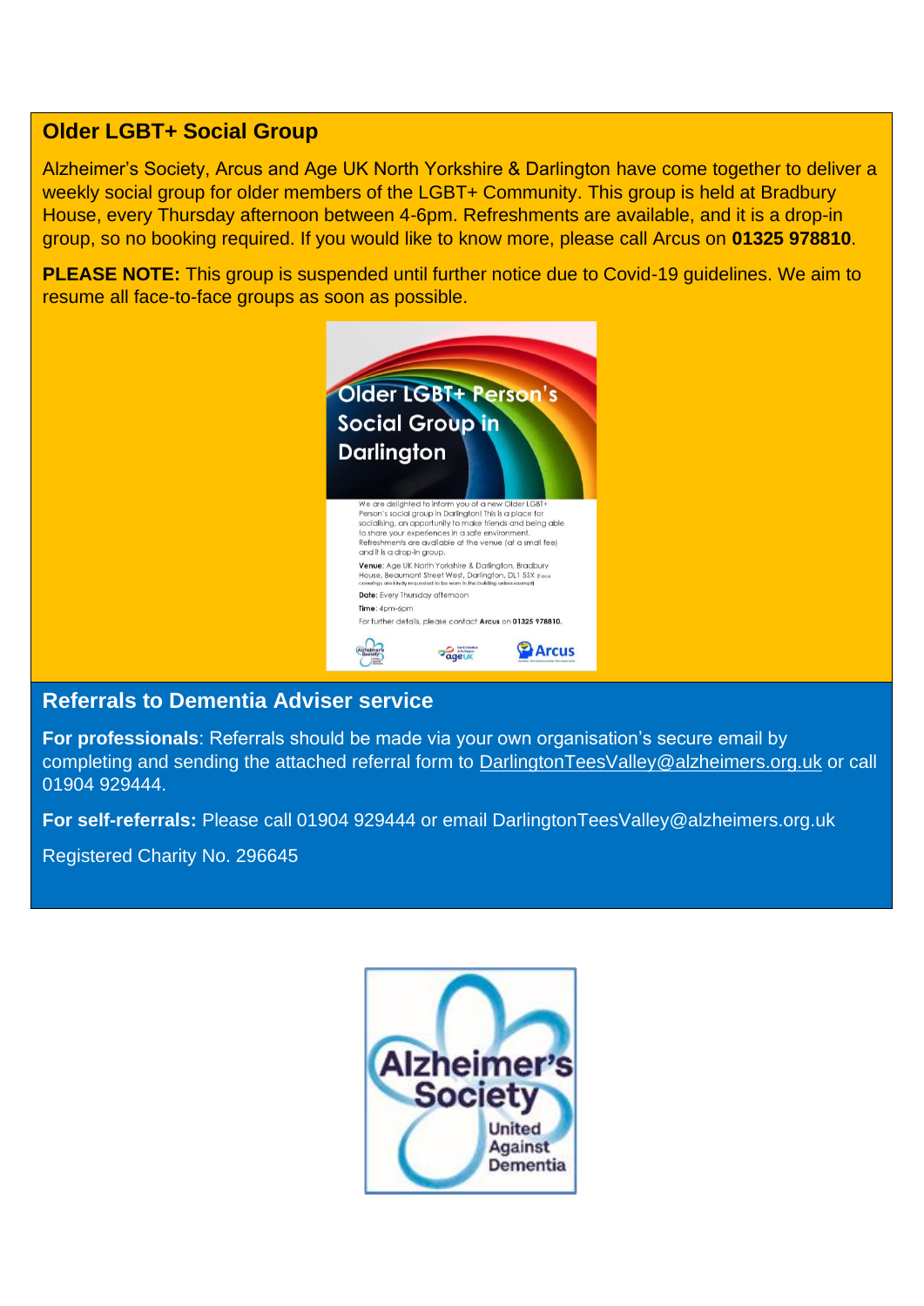## Older LGBT+ Social Group

Alzheimer's Society, Arcus and Age UK North Yorkshire & Darlington have come together to deliver a weekly social group for older members of the LGBT+ Community. This group is held at Bradbury House, every Thursday afternoon between 4-6pm. Refreshments are available, and it is a drop-in group, so no booking required. If you would like to know more, please call Arcus on **01325 978810**.

**PLEASE NOTE:** This group is suspended until further notice due to Covid-19 guidelines. We aim to resume all face-to-face groups as soon as possible.

## Referrals to Dementia Adviser service

**For professionals**: Referrals should be made via your own organisation's secure email by completing and sending the attached referral form to DarlingtonTeesValley@alzheimers.org.uk or call 01904 929444.

**For self-referrals:** Please call 01904 929444 or email DarlingtonTeesValley@alzheimers.org.uk

Registered Charity No. 296645